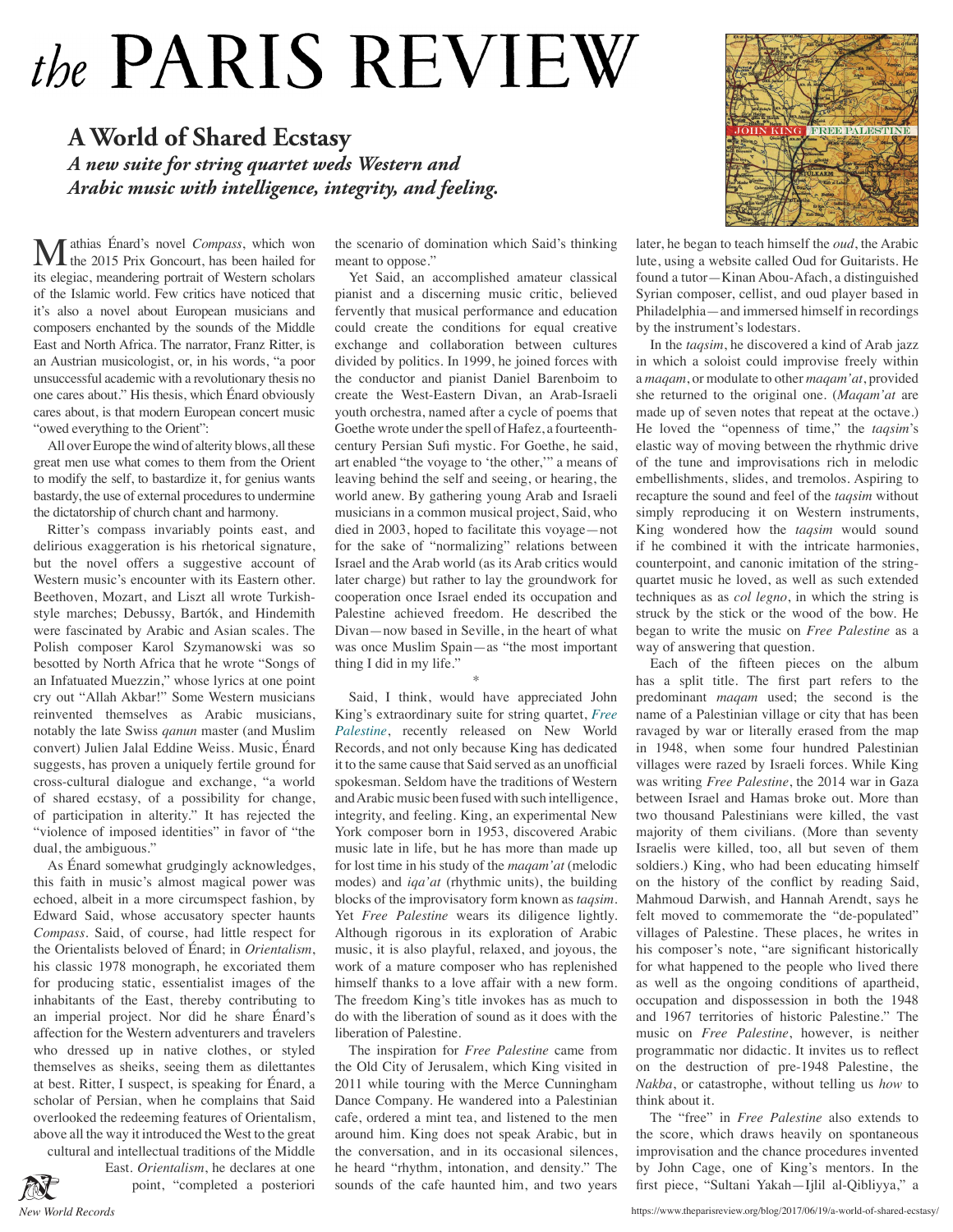# the PARIS REVIEW

## A World of Shared Ecstasy

### *A new suite for string quartet weds Western and Arabic music with intelligence, integrity, and feeling.*

Mathias Énard's novel *Compass*, which won the 2015 Prix Goncourt, has been hailed for its elegiac, meandering portrait of Western scholars of the Islamic world. Few critics have noticed that it's also a novel about European musicians and composers enchanted by the sounds of the Middle East and North Africa. The narrator, Franz Ritter, is an Austrian musicologist, or, in his words, "a poor unsuccessful academic with a revolutionary thesis no one cares about." His thesis, which Énard obviously cares about, is that modern European concert music "owed everything to the Orient":

All over Europe the wind of alterity blows, all these great men use what comes to them from the Orient to modify the self, to bastardize it, for genius wants bastardy, the use of external procedures to undermine the dictatorship of church chant and harmony.

Ritter's compass invariably points east, and delirious exaggeration is his rhetorical signature, but the novel offers a suggestive account of Western music's encounter with its Eastern other. Beethoven, Mozart, and Liszt all wrote Turkish-style marches; Debussy, Bartók, and Hindemith were fascinated by Arabic and Asian scales. The Polish composer Karol Szymanowski was so besotted by North Africa that he wrote "Songs of an Infatuated Muezzin," whose lyrics at one point cry out "Allah Akbar!" Some Western musicians reinvented themselves as Arabic musicians, notably the late Swiss *qanun* master (and Muslim convert) Julien Jalal Eddine Weiss. Music, Énard suggests, has proven a uniquely fertile ground for cross-cultural dialogue and exchange, "a world of shared ecstasy, of a possibility for change, of participation in alterity." It has rejected the "violence of imposed identities" in favor of "the dual, the ambiguous."

As Énard somewhat grudgingly acknowledges, this faith in music's almost magical power was echoed, albeit in a more circumspect fashion, by Edward Said, whose accusatory specter haunts *Compass*. Said, of course, had little respect for the Orientalists beloved of Énard; in *Orientalism*, his classic 1978 monograph, he excoriated them for producing static, essentialist images of the inhabitants of the East, thereby contributing to an imperial project. Nor did he share Énard's affection for the Western adventurers and travelers who dressed up in native clothes, or styled themselves as sheiks, seeing them as dilettantes at best. Ritter, I suspect, is speaking for Énard, a scholar of Persian, when he complains that Said overlooked the redeeming features of Orientalism, above all the way it introduced the West to the great cultural and intellectual traditions of the Middle East. *Orientalism*, he declares at one point, "completed a posteriori the scenario of domination which Said's thinking meant to oppose."

Yet Said, an accomplished amateur classical pianist and a discerning music critic, believed fervently that musical performance and education could create the conditions for equal creative exchange and collaboration between cultures divided by politics. In 1999, he joined forces with the conductor and pianist Daniel Barenboim to create the West-Eastern Divan, an Arab-Israeli youth orchestra, named after a cycle of poems that Goethe wrote under the spell of Hafez, a fourteenth-century Persian Sufi mystic. For Goethe, he said, art enabled "the voyage to 'the other,'" a means of leaving behind the self and seeing, or hearing, the world anew. By gathering young Arab and Israeli musicians in a common musical project, Said, who died in 2003, hoped to facilitate this voyage—not for the sake of "normalizing" relations between Israel and the Arab world (as its Arab critics would later charge) but rather to lay the groundwork for cooperation once Israel ended its occupation and Palestine achieved freedom. He described the Divan—now based in Seville, in the heart of what was once Muslim Spain—as "the most important thing I did in my life."

\*

Said, I think, would have appreciated John King's extraordinary suite for string quartet, *Free Palestine*, recently released on New World Records, and not only because King has dedicated it to the same cause that Said served as an unofficial spokesman. Seldom have the traditions of Western and Arabic music been fused with such intelligence, integrity, and feeling. King, an experimental New York composer born in 1953, discovered Arabic music late in life, but he has more than made up for lost time in his study of the *maqam'at* (melodic modes) and *iqa'at* (rhythmic units), the building blocks of the improvisatory form known as *taqsim*. Yet *Free Palestine* wears its diligence lightly. Although rigorous in its exploration of Arabic music, it is also playful, relaxed, and joyous, the work of a mature composer who has replenished himself thanks to a love affair with a new form. The freedom King's title invokes has as much to do with the liberation of sound as it does with the liberation of Palestine.

The inspiration for *Free Palestine* came from the Old City of Jerusalem, which King visited in 2011 while touring with the Merce Cunningham Dance Company. He wandered into a Palestinian cafe, ordered a mint tea, and listened to the men around him. King does not speak Arabic, but in the conversation, and in its occasional silences, he heard "rhythm, intonation, and density." The sounds of the cafe haunted him, and two years later, he began to teach himself the *oud*, the Arabic lute, using a website called Oud for Guitarists. He found a tutor—Kinan Abou-Afach, a distinguished Syrian composer, cellist, and oud player based in Philadelphia—and immersed himself in recordings by the instrument's lodestars.

In the *taqsim*, he discovered a kind of Arab jazz in which a soloist could improvise freely within a *maqam*, or modulate to other *maqam'at*, provided she returned to the original one. (*Maqam'at* are made up of seven notes that repeat at the octave.) He loved the "openness of time," the *taqsim*'s elastic way of moving between the rhythmic drive of the tune and improvisations rich in melodic embellishments, slides, and tremolos. Aspiring to recapture the sound and feel of the *taqsim* without simply reproducing it on Western instruments, King wondered how the *taqsim* would sound if he combined it with the intricate harmonies, counterpoint, and canonic imitation of the string-quartet music he loved, as well as such extended techniques as as *col legno*, in which the string is struck by the stick or the wood of the bow. He began to write the music on *Free Palestine* as a way of answering that question.

Each of the fifteen pieces on the album has a split title. The first part refers to the predominant *maqam* used; the second is the name of a Palestinian village or city that has been ravaged by war or literally erased from the map in 1948, when some four hundred Palestinian villages were razed by Israeli forces. While King was writing *Free Palestine*, the 2014 war in Gaza between Israel and Hamas broke out. More than two thousand Palestinians were killed, the vast majority of them civilians. (More than seventy Israelis were killed, too, all but seven of them soldiers.) King, who had been educating himself on the history of the conflict by reading Said, Mahmoud Darwish, and Hannah Arendt, says he felt moved to commemorate the "de-populated" villages of Palestine. These places, he writes in his composer's note, "are significant historically for what happened to the people who lived there as well as the ongoing conditions of apartheid, occupation and dispossession in both the 1948 and 1967 territories of historic Palestine." The music on *Free Palestine*, however, is neither programmatic nor didactic. It invites us to reflect on the destruction of pre-1948 Palestine, the *Nakba*, or catastrophe, without telling us *how* to think about it.

The "free" in *Free Palestine* also extends to the score, which draws heavily on spontaneous improvisation and the chance procedures invented by John Cage, one of King's mentors. In the first piece, "Sultani Yakah—Ijlil al-Qibliyya," a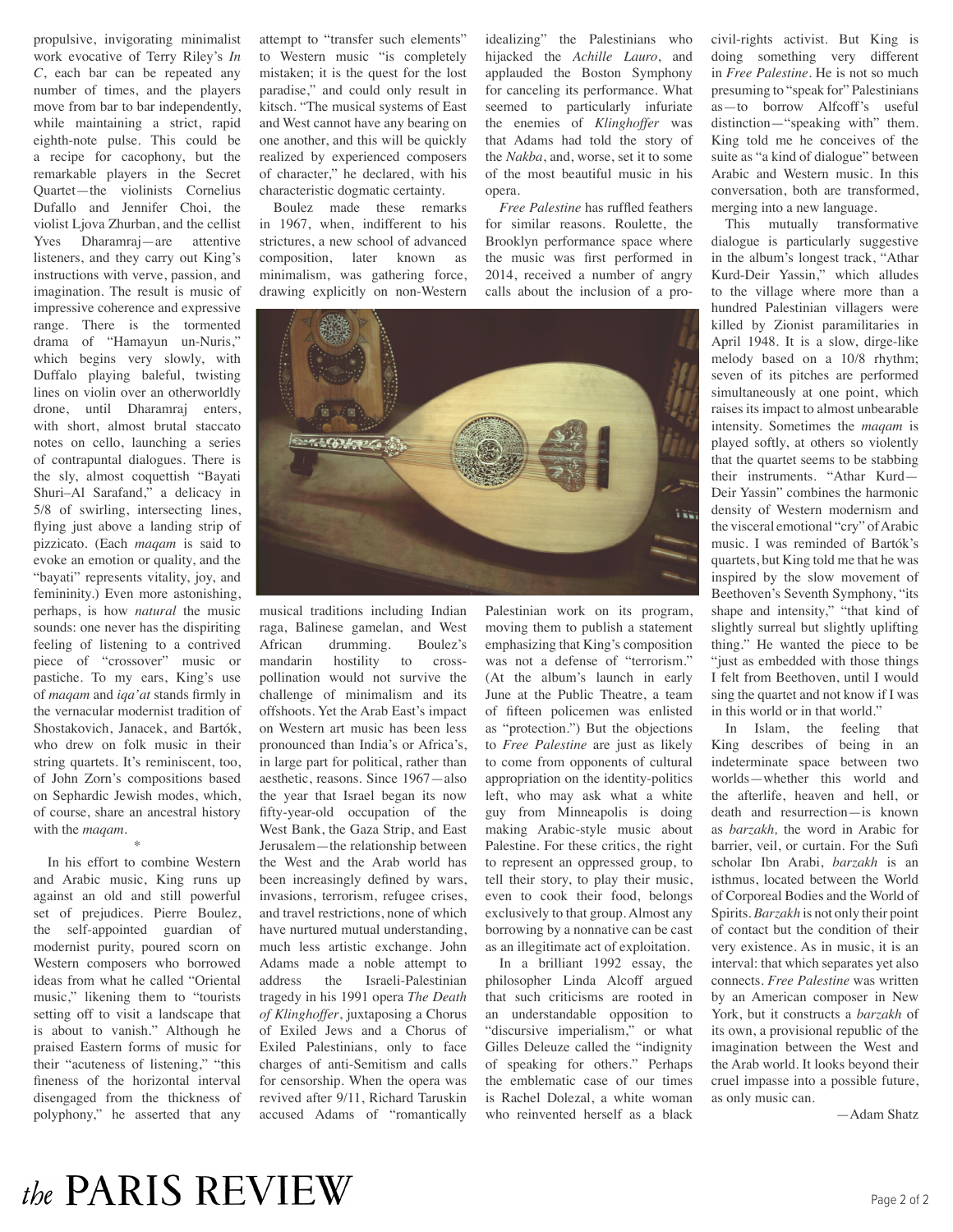propulsive, invigorating minimalist work evocative of Terry Riley's *In C*, each bar can be repeated any number of times, and the players move from bar to bar independently, while maintaining a strict, rapid eighth-note pulse. This could be a recipe for cacophony, but the remarkable players in the Secret Quartet—the violinists Cornelius Dufallo and Jennifer Choi, the violist Ljova Zhurban, and the cellist Yves Dharamraj—are attentive listeners, and they carry out King's instructions with verve, passion, and imagination. The result is music of impressive coherence and expressive range. There is the tormented drama of "Hamayun un-Nuris," which begins very slowly, with Duffalo playing baleful, twisting lines on violin over an otherworldly drone, until Dharamraj enters, with short, almost brutal staccato notes on cello, launching a series of contrapuntal dialogues. There is the sly, almost coquettish "Bayati Shuri–Al Sarafand," a delicacy in 5/8 of swirling, intersecting lines, flying just above a landing strip of pizzicato. (Each *maqam* is said to evoke an emotion or quality, and the "bayati" represents vitality, joy, and femininity.) Even more astonishing, perhaps, is how *natural* the music sounds: one never has the dispiriting feeling of listening to a contrived piece of "crossover" music or pastiche. To my ears, King's use of *maqam* and *iqa'at* stands firmly in the vernacular modernist tradition of Shostakovich, Janacek, and Bartók, who drew on folk music in their string quartets. It's reminiscent, too, of John Zorn's compositions based on Sephardic Jewish modes, which, of course, share an ancestral history with the *maqam*.

*

In his effort to combine Western and Arabic music, King runs up against an old and still powerful set of prejudices. Pierre Boulez, the self-appointed guardian of modernist purity, poured scorn on Western composers who borrowed ideas from what he called "Oriental music," likening them to "tourists setting off to visit a landscape that is about to vanish." Although he praised Eastern forms of music for their "acuteness of listening," "this fineness of the horizontal interval disengaged from the thickness of polyphony," he asserted that any attempt to "transfer such elements" to Western music "is completely mistaken; it is the quest for the lost paradise," and could only result in kitsch. "The musical systems of East and West cannot have any bearing on one another, and this will be quickly realized by experienced composers of character," he declared, with his characteristic dogmatic certainty.

Boulez made these remarks in 1967, when, indifferent to his strictures, a new school of advanced composition, later known as minimalism, was gathering force, drawing explicitly on non-Western musical traditions including Indian raga, Balinese gamelan, and West African drumming. Boulez's mandarin hostility to cross-pollination would not survive the challenge of minimalism and its offshoots. Yet the Arab East's impact on Western art music has been less pronounced than India's or Africa's, in large part for political, rather than aesthetic, reasons. Since 1967—also the year that Israel began its now fifty-year-old occupation of the West Bank, the Gaza Strip, and East Jerusalem—the relationship between the West and the Arab world has been increasingly defined by wars, invasions, terrorism, refugee crises, and travel restrictions, none of which have nurtured mutual understanding, much less artistic exchange. John Adams made a noble attempt to address the Israeli-Palestinian tragedy in his 1991 opera *The Death of Klinghoffer*, juxtaposing a Chorus of Exiled Jews and a Chorus of Exiled Palestinians, only to face charges of anti-Semitism and calls for censorship. When the opera was revived after 9/11, Richard Taruskin accused Adams of "romantically idealizing" the Palestinians who hijacked the *Achille Lauro*, and applauded the Boston Symphony for canceling its performance. What seemed to particularly infuriate the enemies of *Klinghoffer* was that Adams had told the story of the *Nakba*, and, worse, set it to some of the most beautiful music in his opera.

*Free Palestine* has ruffled feathers for similar reasons. Roulette, the Brooklyn performance space where the music was first performed in 2014, received a number of angry calls about the inclusion of a pro-Palestinian work on its program, moving them to publish a statement emphasizing that King's composition was not a defense of "terrorism." (At the album's launch in early June at the Public Theatre, a team of fifteen policemen was enlisted as "protection.") But the objections to *Free Palestine* are just as likely to come from opponents of cultural appropriation on the identity-politics left, who may ask what a white guy from Minneapolis is doing making Arabic-style music about Palestine. For these critics, the right to represent an oppressed group, to tell their story, to play their music, even to cook their food, belongs exclusively to that group. Almost any borrowing by a nonnative can be cast as an illegitimate act of exploitation.

In a brilliant 1992 essay, the philosopher Linda Alcoff argued that such criticisms are rooted in an understandable opposition to "discursive imperialism," or what Gilles Deleuze called the "indignity of speaking for others." Perhaps the emblematic case of our times is Rachel Dolezal, a white woman who reinvented herself as a black civil-rights activist. But King is doing something very different in *Free Palestine*. He is not so much presuming to "speak for" Palestinians as—to borrow Alfcoff's useful distinction—"speaking with" them. King told me he conceives of the suite as "a kind of dialogue" between Arabic and Western music. In this conversation, both are transformed, merging into a new language.

This mutually transformative dialogue is particularly suggestive in the album's longest track, "Athar Kurd-Deir Yassin," which alludes to the village where more than a hundred Palestinian villagers were killed by Zionist paramilitaries in April 1948. It is a slow, dirge-like melody based on a 10/8 rhythm; seven of its pitches are performed simultaneously at one point, which raises its impact to almost unbearable intensity. Sometimes the *maqam* is played softly, at others so violently that the quartet seems to be stabbing their instruments. "Athar Kurd—Deir Yassin" combines the harmonic density of Western modernism and the visceral emotional "cry" of Arabic music. I was reminded of Bartók's quartets, but King told me that he was inspired by the slow movement of Beethoven's Seventh Symphony, "its shape and intensity," "that kind of slightly surreal but slightly uplifting thing." He wanted the piece to be "just as embedded with those things I felt from Beethoven, until I would sing the quartet and not know if I was in this world or in that world."

In Islam, the feeling that King describes of being in an indeterminate space between two worlds—whether this world and the afterlife, heaven and hell, or death and resurrection—is known as *barzakh,* the word in Arabic for barrier, veil, or curtain. For the Sufi scholar Ibn Arabi, *barzakh* is an isthmus, located between the World of Corporeal Bodies and the World of Spirits. *Barzakh* is not only their point of contact but the condition of their very existence. As in music, it is an interval: that which separates yet also connects. *Free Palestine* was written by an American composer in New York, but it constructs a *barzakh* of its own, a provisional republic of the imagination between the West and the Arab world. It looks beyond their cruel impasse into a possible future, as only music can.

—Adam Shatz